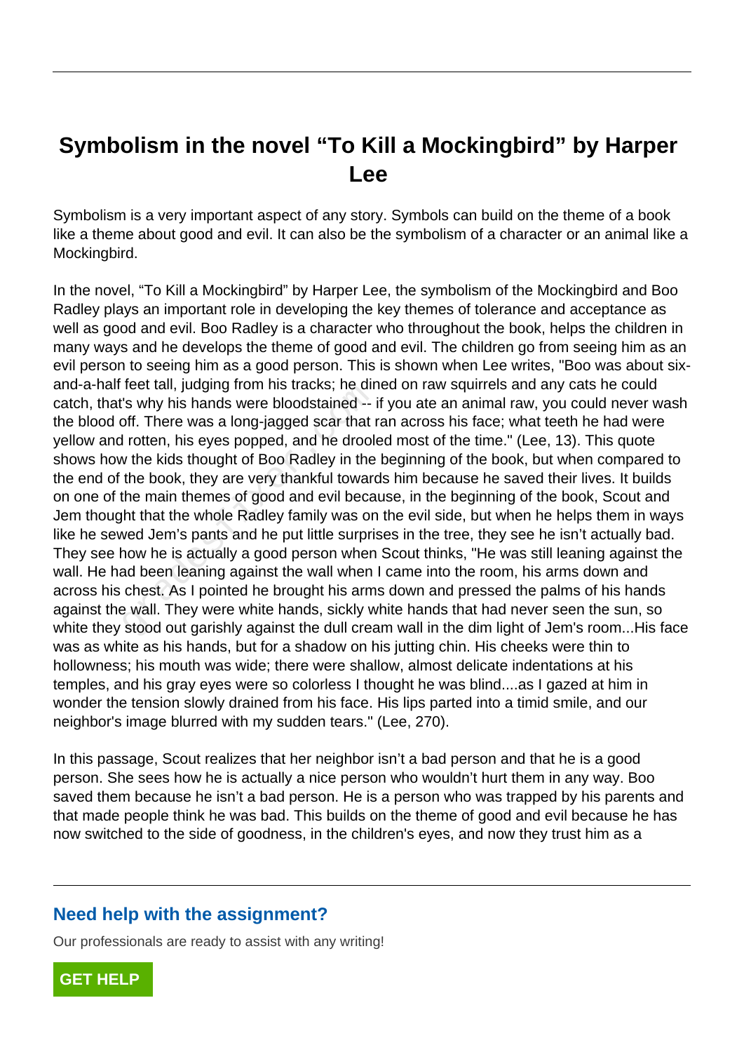# Symbolism in the novel "To Kill a Mockingbird" by Harper Lee

Symbolism is a very important aspect of any story. Symbols can build on the theme of a book like a theme about good and evil. It can also be the symbolism of a character or an animal like a Mockingbird.

In the novel, "To Kill a Mockingbird" by Harper Lee, the symbolism of the Mockingbird and Boo Radley plays an important role in developing the key themes of tolerance and acceptance as well as good and evil. Boo Radley is a character who throughout the book, helps the children in many ways and he develops the theme of good and evil. The children go from seeing him as an evil person to seeing him as a good person. This is shown when Lee writes, "Boo was about six-and-a-half feet tall, judging from his tracks; he dined on raw squirrels and any cats he could catch, that's why his hands were bloodstained -- if you ate an animal raw, you could never wash the blood off. There was a long-jagged scar that ran across his face; what teeth he had were yellow and rotten, his eyes popped, and he drooled most of the time." (Lee, 13). This quote shows how the kids thought of Boo Radley in the beginning of the book, but when compared to the end of the book, they are very thankful towards him because he saved their lives. It builds on one of the main themes of good and evil because, in the beginning of the book, Scout and Jem thought that the whole Radley family was on the evil side, but when he helps them in ways like he sewed Jem's pants and he put little surprises in the tree, they see he isn't actually bad. They see how he is actually a good person when Scout thinks, "He was still leaning against the wall. He had been leaning against the wall when I came into the room, his arms down and across his chest. As I pointed he brought his arms down and pressed the palms of his hands against the wall. They were white hands, sickly white hands that had never seen the sun, so white they stood out garishly against the dull cream wall in the dim light of Jem's room...His face was as white as his hands, but for a shadow on his jutting chin. His cheeks were thin to hollowness; his mouth was wide; there were shallow, almost delicate indentations at his temples, and his gray eyes were so colorless I thought he was blind....as I gazed at him in wonder the tension slowly drained from his face. His lips parted into a timid smile, and our neighbor's image blurred with my sudden tears." (Lee, 270).

In this passage, Scout realizes that her neighbor isn't a bad person and that he is a good person. She sees how he is actually a nice person who wouldn't hurt them in any way. Boo saved them because he isn't a bad person. He is a person who was trapped by his parents and that made people think he was bad. This builds on the theme of good and evil because he has now switched to the side of goodness, in the children's eyes, and now they trust him as a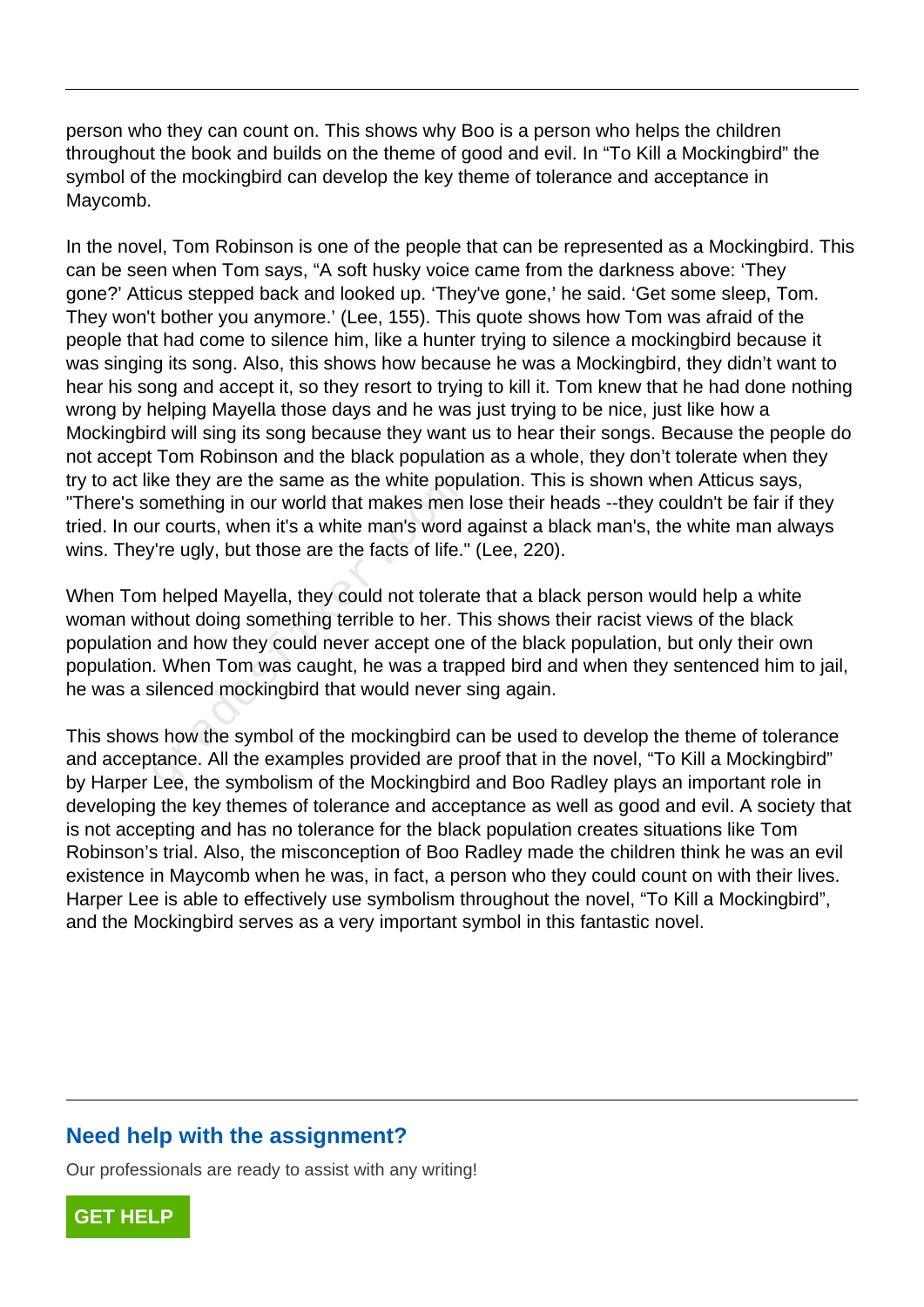person who they can count on. This shows why Boo is a person who helps the children throughout the book and builds on the theme of good and evil. In “To Kill a Mockingbird” the symbol of the mockingbird can develop the key theme of tolerance and acceptance in Maycomb.

In the novel, Tom Robinson is one of the people that can be represented as a Mockingbird. This can be seen when Tom says, “A soft husky voice came from the darkness above: ‘They gone?’ Atticus stepped back and looked up. ‘They've gone,’ he said. ‘Get some sleep, Tom. They won't bother you anymore.’ (Lee, 155). This quote shows how Tom was afraid of the people that had come to silence him, like a hunter trying to silence a mockingbird because it was singing its song. Also, this shows how because he was a Mockingbird, they didn’t want to hear his song and accept it, so they resort to trying to kill it. Tom knew that he had done nothing wrong by helping Mayella those days and he was just trying to be nice, just like how a Mockingbird will sing its song because they want us to hear their songs. Because the people do not accept Tom Robinson and the black population as a whole, they don’t tolerate when they try to act like they are the same as the white population. This is shown when Atticus says, "There's something in our world that makes men lose their heads --they couldn't be fair if they tried. In our courts, when it's a white man's word against a black man's, the white man always wins. They're ugly, but those are the facts of life." (Lee, 220).

When Tom helped Mayella, they could not tolerate that a black person would help a white woman without doing something terrible to her. This shows their racist views of the black population and how they could never accept one of the black population, but only their own population. When Tom was caught, he was a trapped bird and when they sentenced him to jail, he was a silenced mockingbird that would never sing again.

This shows how the symbol of the mockingbird can be used to develop the theme of tolerance and acceptance. All the examples provided are proof that in the novel, “To Kill a Mockingbird” by Harper Lee, the symbolism of the Mockingbird and Boo Radley plays an important role in developing the key themes of tolerance and acceptance as well as good and evil. A society that is not accepting and has no tolerance for the black population creates situations like Tom Robinson’s trial. Also, the misconception of Boo Radley made the children think he was an evil existence in Maycomb when he was, in fact, a person who they could count on with their lives. Harper Lee is able to effectively use symbolism throughout the novel, “To Kill a Mockingbird”, and the Mockingbird serves as a very important symbol in this fantastic novel.

## Need help with the assignment?

Our professionals are ready to assist with any writing!

GET HELP